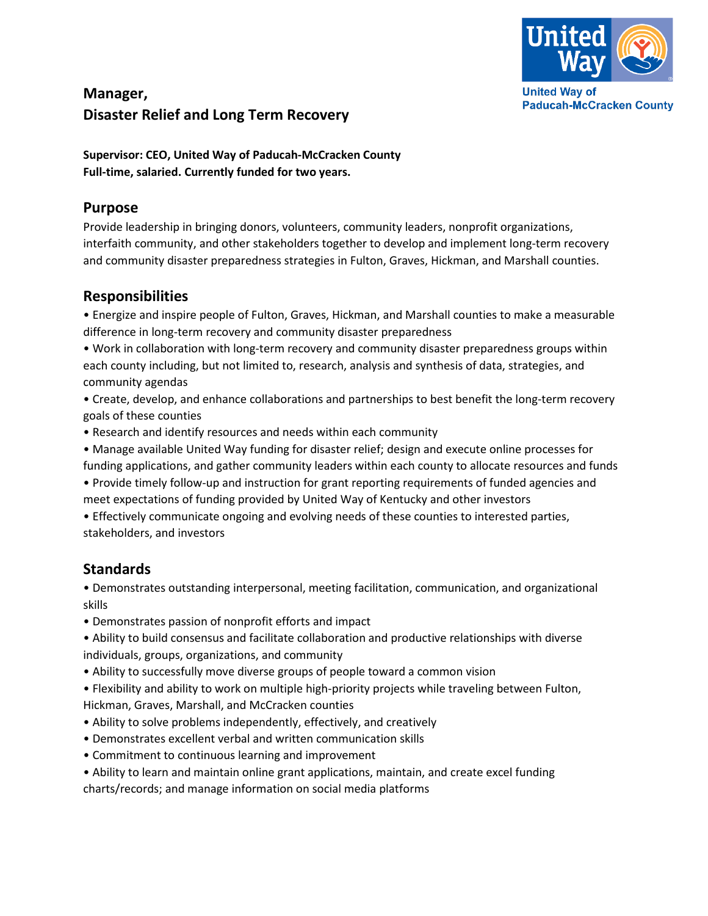United Way of Paducah-McCracken County

# Manager, Disaster Relief and Long Term Recovery

**Supervisor: CEO, United Way of Paducah-McCracken County**
**Full-time, salaried. Currently funded for two years.**

## Purpose

Provide leadership in bringing donors, volunteers, community leaders, nonprofit organizations, interfaith community, and other stakeholders together to develop and implement long-term recovery and community disaster preparedness strategies in Fulton, Graves, Hickman, and Marshall counties.

## Responsibilities

- Energize and inspire people of Fulton, Graves, Hickman, and Marshall counties to make a measurable difference in long-term recovery and community disaster preparedness
- Work in collaboration with long-term recovery and community disaster preparedness groups within each county including, but not limited to, research, analysis and synthesis of data, strategies, and community agendas
- Create, develop, and enhance collaborations and partnerships to best benefit the long-term recovery goals of these counties
- Research and identify resources and needs within each community
- Manage available United Way funding for disaster relief; design and execute online processes for funding applications, and gather community leaders within each county to allocate resources and funds
- Provide timely follow-up and instruction for grant reporting requirements of funded agencies and meet expectations of funding provided by United Way of Kentucky and other investors
- Effectively communicate ongoing and evolving needs of these counties to interested parties, stakeholders, and investors

## Standards

- Demonstrates outstanding interpersonal, meeting facilitation, communication, and organizational skills
- Demonstrates passion of nonprofit efforts and impact
- Ability to build consensus and facilitate collaboration and productive relationships with diverse individuals, groups, organizations, and community
- Ability to successfully move diverse groups of people toward a common vision
- Flexibility and ability to work on multiple high-priority projects while traveling between Fulton, Hickman, Graves, Marshall, and McCracken counties
- Ability to solve problems independently, effectively, and creatively
- Demonstrates excellent verbal and written communication skills
- Commitment to continuous learning and improvement
- Ability to learn and maintain online grant applications, maintain, and create excel funding charts/records; and manage information on social media platforms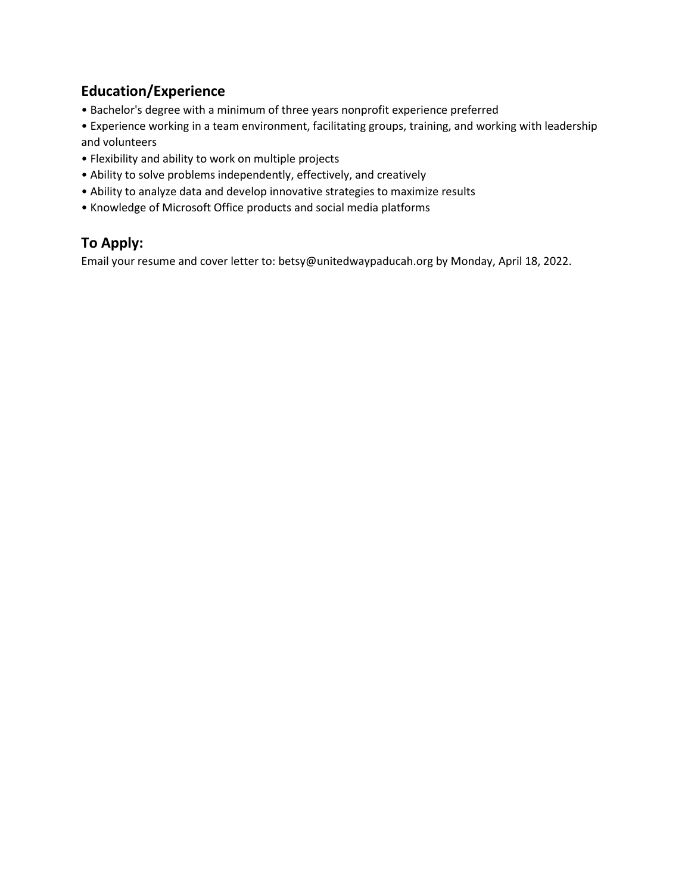## Education/Experience

- Bachelor's degree with a minimum of three years nonprofit experience preferred
- Experience working in a team environment, facilitating groups, training, and working with leadership and volunteers
- Flexibility and ability to work on multiple projects
- Ability to solve problems independently, effectively, and creatively
- Ability to analyze data and develop innovative strategies to maximize results
- Knowledge of Microsoft Office products and social media platforms

## To Apply:

Email your resume and cover letter to: betsy@unitedwaypaducah.org by Monday, April 18, 2022.